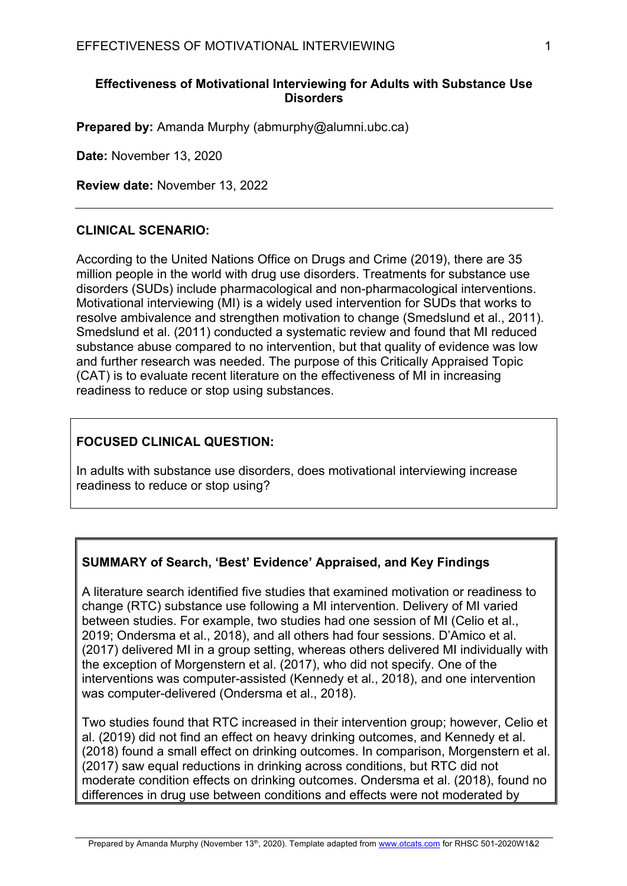# Effectiveness of Motivational Interviewing for Adults with Substance Use Disorders

**Prepared by:** Amanda Murphy (abmurphy@alumni.ubc.ca)

**Date:** November 13, 2020

**Review date:** November 13, 2022

---

## CLINICAL SCENARIO:

According to the United Nations Office on Drugs and Crime (2019), there are 35 million people in the world with drug use disorders. Treatments for substance use disorders (SUDs) include pharmacological and non-pharmacological interventions. Motivational interviewing (MI) is a widely used intervention for SUDs that works to resolve ambivalence and strengthen motivation to change (Smedslund et al., 2011). Smedslund et al. (2011) conducted a systematic review and found that MI reduced substance abuse compared to no intervention, but that quality of evidence was low and further research was needed. The purpose of this Critically Appraised Topic (CAT) is to evaluate recent literature on the effectiveness of MI in increasing readiness to reduce or stop using substances.

## FOCUSED CLINICAL QUESTION:

In adults with substance use disorders, does motivational interviewing increase readiness to reduce or stop using?

## SUMMARY of Search, 'Best' Evidence' Appraised, and Key Findings

A literature search identified five studies that examined motivation or readiness to change (RTC) substance use following a MI intervention. Delivery of MI varied between studies. For example, two studies had one session of MI (Celio et al., 2019; Ondersma et al., 2018), and all others had four sessions. D'Amico et al. (2017) delivered MI in a group setting, whereas others delivered MI individually with the exception of Morgenstern et al. (2017), who did not specify. One of the interventions was computer-assisted (Kennedy et al., 2018), and one intervention was computer-delivered (Ondersma et al., 2018).

Two studies found that RTC increased in their intervention group; however, Celio et al. (2019) did not find an effect on heavy drinking outcomes, and Kennedy et al. (2018) found a small effect on drinking outcomes. In comparison, Morgenstern et al. (2017) saw equal reductions in drinking across conditions, but RTC did not moderate condition effects on drinking outcomes. Ondersma et al. (2018), found no differences in drug use between conditions and effects were not moderated by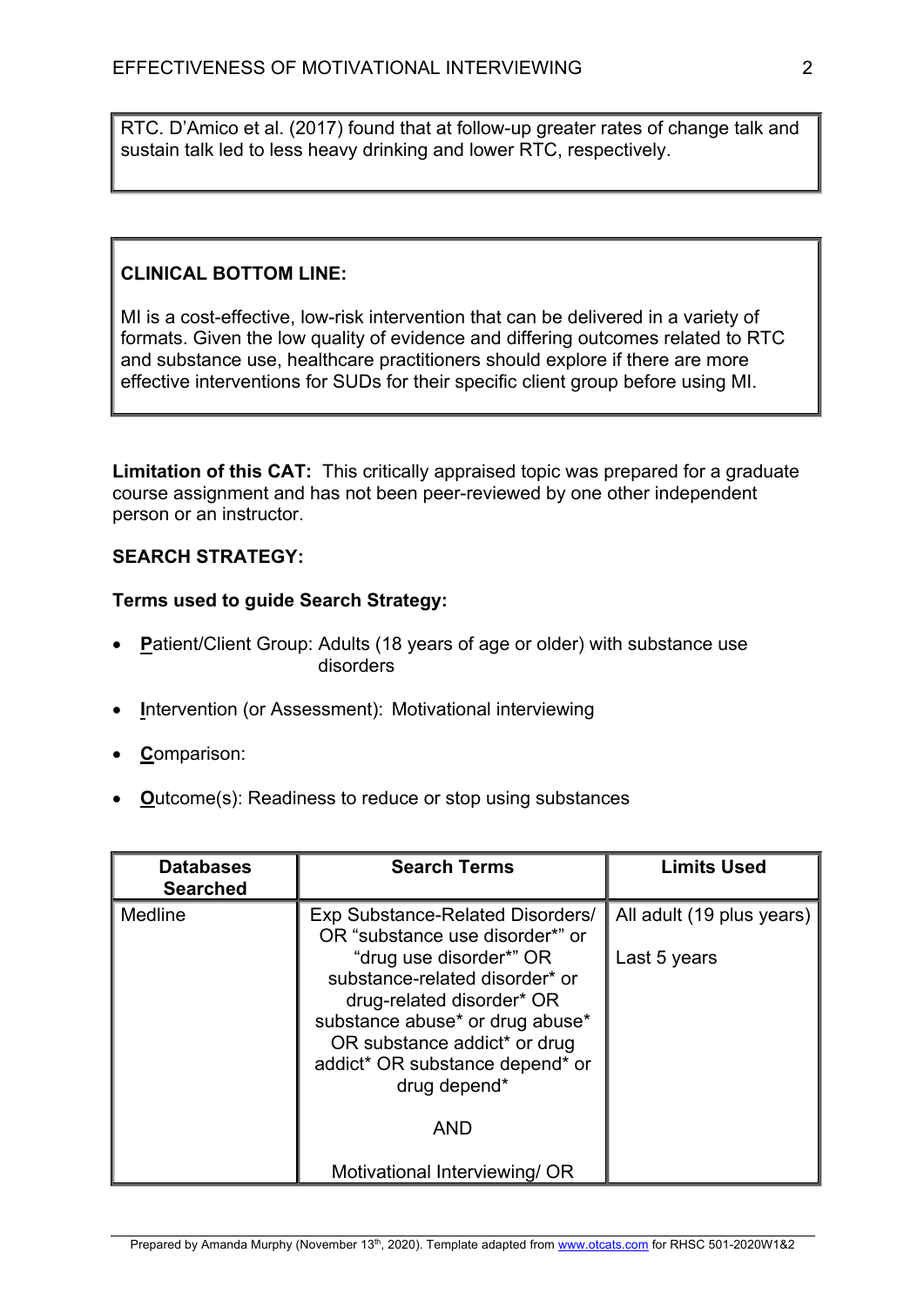RTC. D'Amico et al. (2017) found that at follow-up greater rates of change talk and sustain talk led to less heavy drinking and lower RTC, respectively.

**CLINICAL BOTTOM LINE:**

MI is a cost-effective, low-risk intervention that can be delivered in a variety of formats. Given the low quality of evidence and differing outcomes related to RTC and substance use, healthcare practitioners should explore if there are more effective interventions for SUDs for their specific client group before using MI.

**Limitation of this CAT:** This critically appraised topic was prepared for a graduate course assignment and has not been peer-reviewed by one other independent person or an instructor.

**SEARCH STRATEGY:**

**Terms used to guide Search Strategy:**

- **P**atient/Client Group: Adults (18 years of age or older) with substance use disorders
- **I**ntervention (or Assessment): Motivational interviewing
- **C**omparison:
- **O**utcome(s): Readiness to reduce or stop using substances

| Databases Searched | Search Terms | Limits Used |
|---|---|---|
| Medline | Exp Substance-Related Disorders/ OR "substance use disorder*" or "drug use disorder*" OR substance-related disorder* or drug-related disorder* OR substance abuse* or drug abuse* OR substance addict* or drug addict* OR substance depend* or drug depend*<br><br>AND<br><br>Motivational Interviewing/ OR | All adult (19 plus years)<br><br>Last 5 years |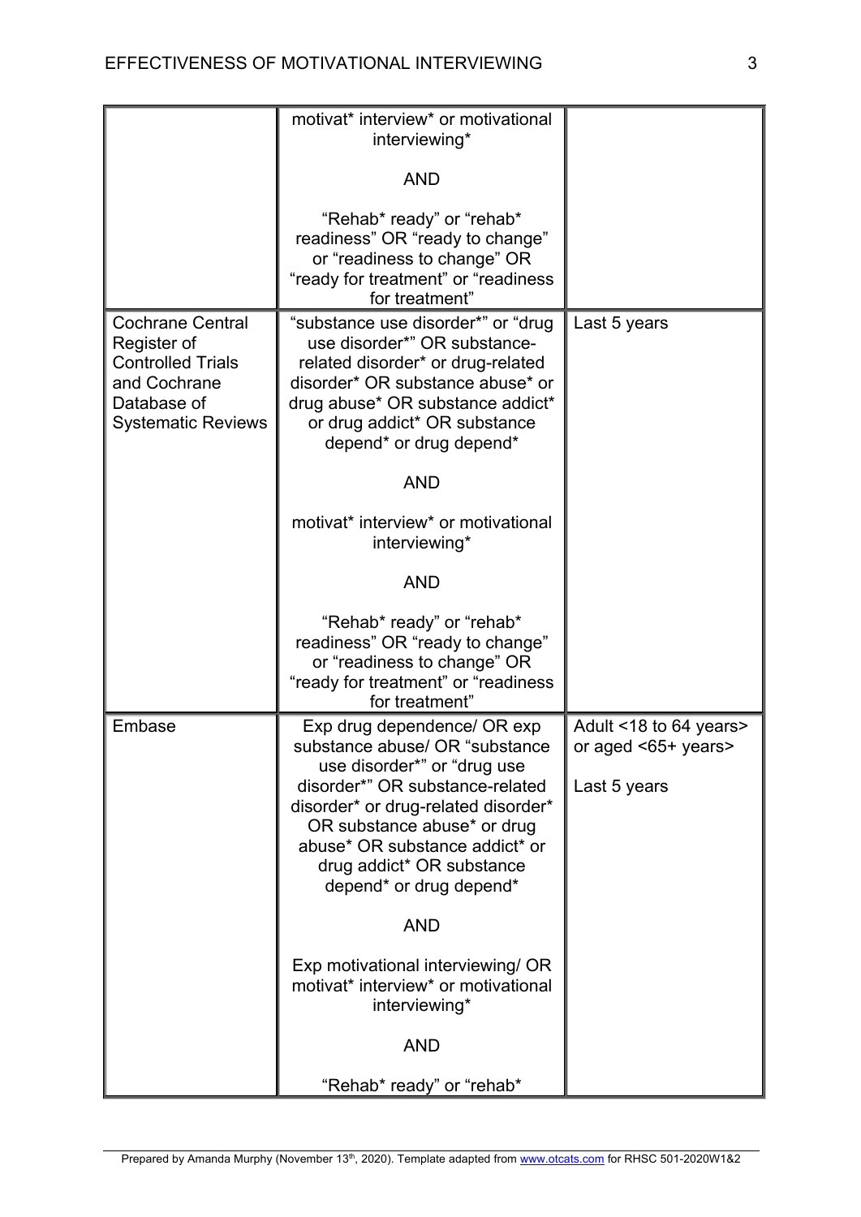| | | |
|---|---|---|
| | motivat* interview* or motivational interviewing*<br><br>AND<br><br>“Rehab* ready” or “rehab* readiness” OR “ready to change” or “readiness to change” OR “ready for treatment” or “readiness for treatment” | |
| Cochrane Central Register of Controlled Trials and Cochrane Database of Systematic Reviews | “substance use disorder*” or “drug use disorder*” OR substance-related disorder* or drug-related disorder* OR substance abuse* or drug abuse* OR substance addict* or drug addict* OR substance depend* or drug depend*<br><br>AND<br><br>motivat* interview* or motivational interviewing*<br><br>AND<br><br>“Rehab* ready” or “rehab* readiness” OR “ready to change” or “readiness to change” OR “ready for treatment” or “readiness for treatment” | Last 5 years |
| Embase | Exp drug dependence/ OR exp substance abuse/ OR “substance use disorder*” or “drug use disorder*” OR substance-related disorder* or drug-related disorder* OR substance abuse* or drug abuse* OR substance addict* or drug addict* OR substance depend* or drug depend*<br><br>AND<br><br>Exp motivational interviewing/ OR motivat* interview* or motivational interviewing*<br><br>AND<br><br>“Rehab* ready” or “rehab* | Adult <18 to 64 years> or aged <65+ years><br><br>Last 5 years |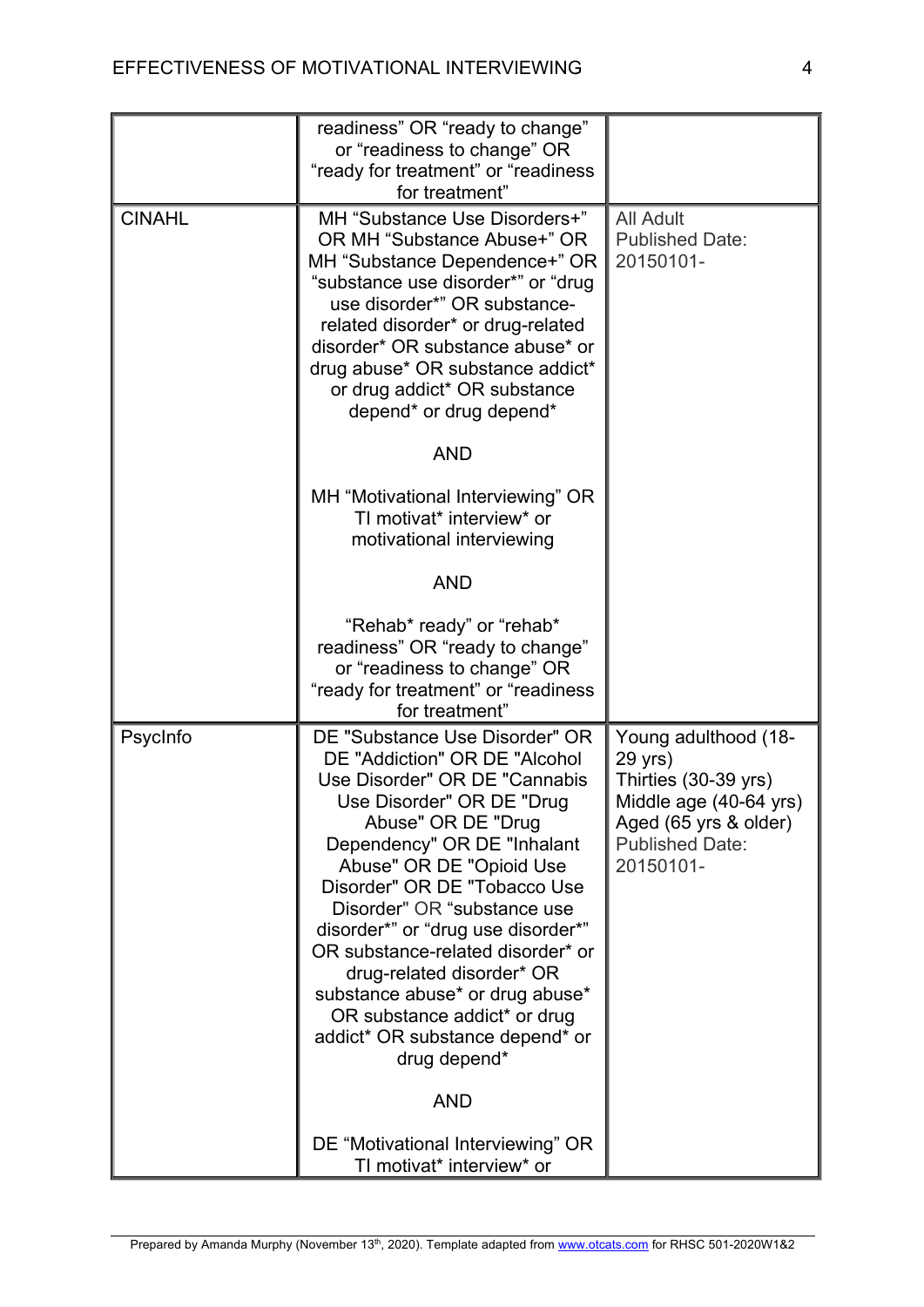| | | |
|---|---|---|
| | readiness" OR "ready to change" or "readiness to change" OR "ready for treatment" or "readiness for treatment" | |
| CINAHL | MH "Substance Use Disorders+" OR MH "Substance Abuse+" OR MH "Substance Dependence+" OR "substance use disorder*" or "drug use disorder*" OR substance-related disorder* or drug-related disorder* OR substance abuse* or drug abuse* OR substance addict* or drug addict* OR substance depend* or drug depend*<br><br>AND<br><br>MH "Motivational Interviewing" OR TI motivat* interview* or motivational interviewing<br><br>AND<br><br>"Rehab* ready" or "rehab* readiness" OR "ready to change" or "readiness to change" OR "ready for treatment" or "readiness for treatment" | All Adult<br>Published Date: 20150101- |
| PsycInfo | DE "Substance Use Disorder" OR DE "Addiction" OR DE "Alcohol Use Disorder" OR DE "Cannabis Use Disorder" OR DE "Drug Abuse" OR DE "Drug Dependency" OR DE "Inhalant Abuse" OR DE "Opioid Use Disorder" OR DE "Tobacco Use Disorder" OR "substance use disorder*" or "drug use disorder*" OR substance-related disorder* or drug-related disorder* OR substance abuse* or drug abuse* OR substance addict* or drug addict* OR substance depend* or drug depend*<br><br>AND<br><br>DE "Motivational Interviewing" OR TI motivat* interview* or | Young adulthood (18-29 yrs)<br>Thirties (30-39 yrs)<br>Middle age (40-64 yrs)<br>Aged (65 yrs & older)<br>Published Date: 20150101- |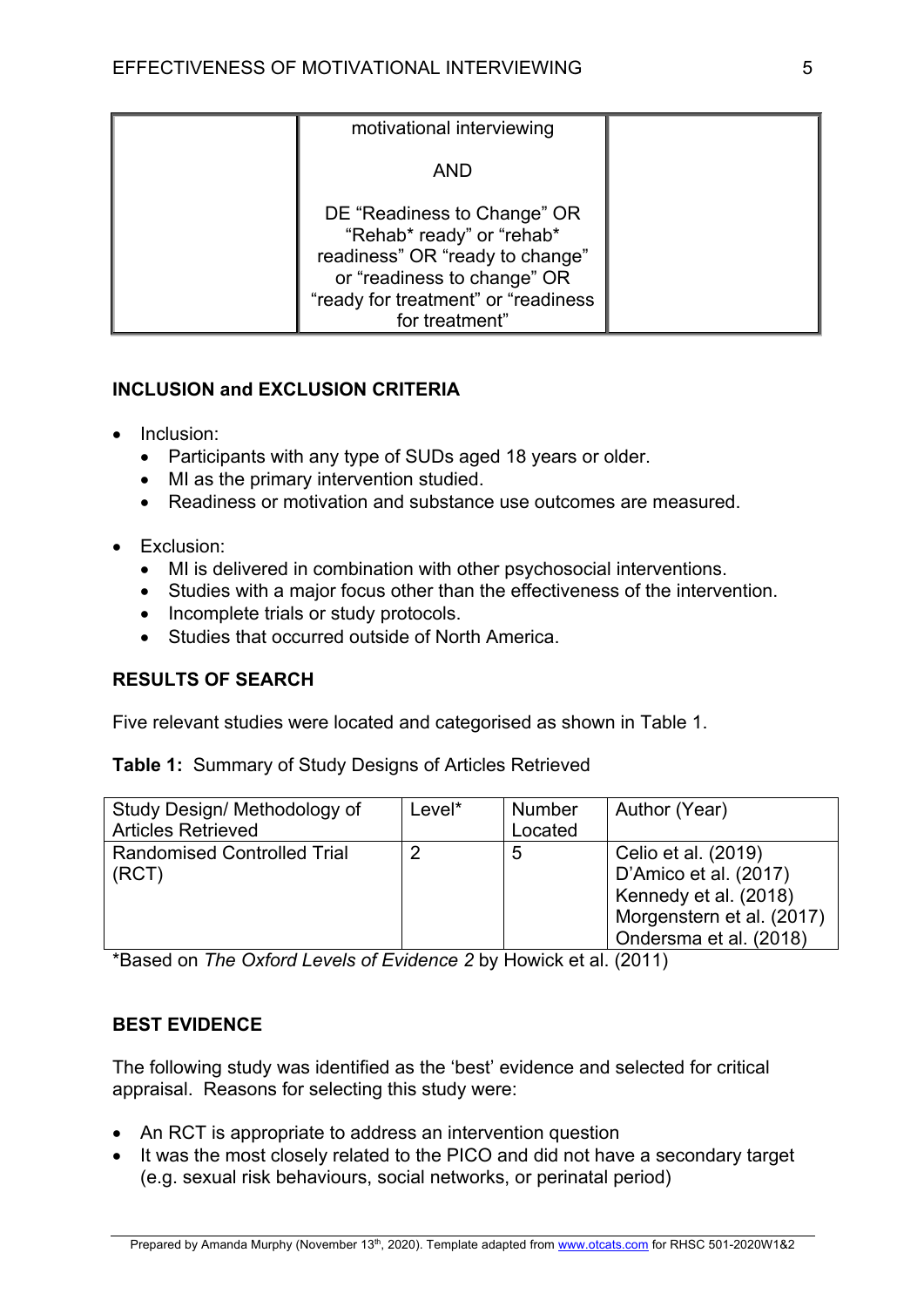| | motivational interviewing<br><br>AND<br><br>DE "Readiness to Change" OR "Rehab* ready" or "rehab* readiness" OR "ready to change" or "readiness to change" OR "ready for treatment" or "readiness for treatment" | |
|---|---|---|

## INCLUSION and EXCLUSION CRITERIA

- Inclusion:
  - Participants with any type of SUDs aged 18 years or older.
  - MI as the primary intervention studied.
  - Readiness or motivation and substance use outcomes are measured.
- Exclusion:
  - MI is delivered in combination with other psychosocial interventions.
  - Studies with a major focus other than the effectiveness of the intervention.
  - Incomplete trials or study protocols.
  - Studies that occurred outside of North America.

## RESULTS OF SEARCH

Five relevant studies were located and categorised as shown in Table 1.

**Table 1:** Summary of Study Designs of Articles Retrieved

| Study Design/ Methodology of Articles Retrieved | Level* | Number Located | Author (Year) |
|---|---|---|---|
| Randomised Controlled Trial (RCT) | 2 | 5 | Celio et al. (2019)<br>D'Amico et al. (2017)<br>Kennedy et al. (2018)<br>Morgenstern et al. (2017)<br>Ondersma et al. (2018) |

*Based on *The Oxford Levels of Evidence 2* by Howick et al. (2011)

## BEST EVIDENCE

The following study was identified as the 'best' evidence and selected for critical appraisal. Reasons for selecting this study were:

- An RCT is appropriate to address an intervention question
- It was the most closely related to the PICO and did not have a secondary target (e.g. sexual risk behaviours, social networks, or perinatal period)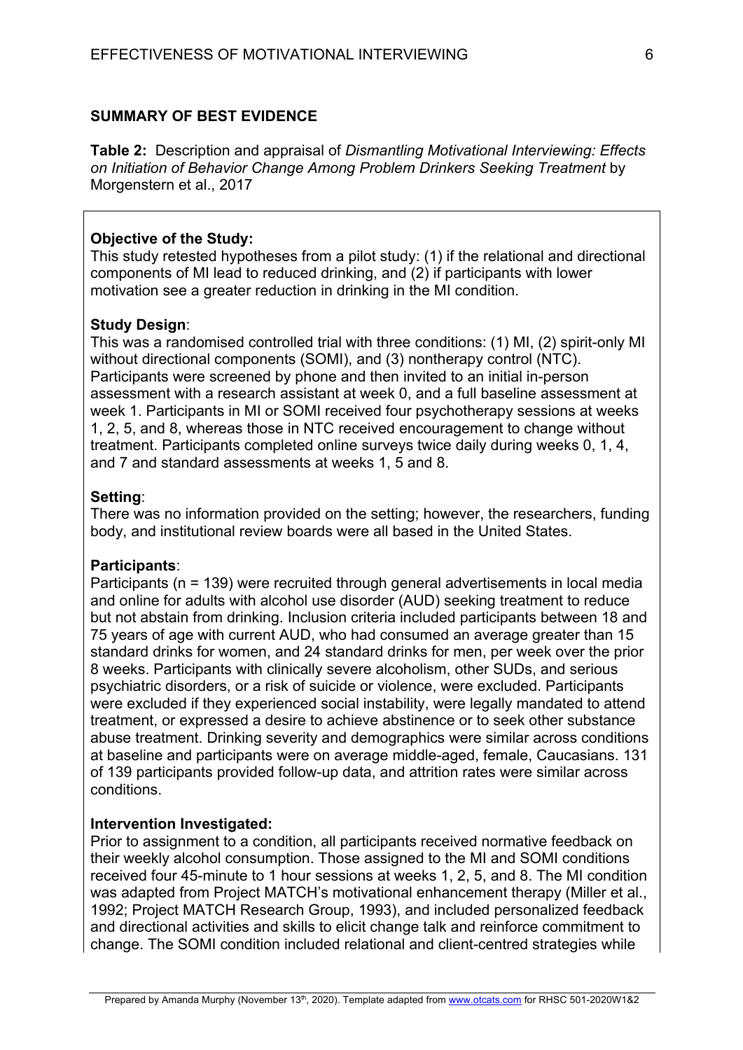## SUMMARY OF BEST EVIDENCE

**Table 2:** Description and appraisal of *Dismantling Motivational Interviewing: Effects on Initiation of Behavior Change Among Problem Drinkers Seeking Treatment* by Morgenstern et al., 2017

**Objective of the Study:**
This study retested hypotheses from a pilot study: (1) if the relational and directional components of MI lead to reduced drinking, and (2) if participants with lower motivation see a greater reduction in drinking in the MI condition.

**Study Design**:
This was a randomised controlled trial with three conditions: (1) MI, (2) spirit-only MI without directional components (SOMI), and (3) nontherapy control (NTC). Participants were screened by phone and then invited to an initial in-person assessment with a research assistant at week 0, and a full baseline assessment at week 1. Participants in MI or SOMI received four psychotherapy sessions at weeks 1, 2, 5, and 8, whereas those in NTC received encouragement to change without treatment. Participants completed online surveys twice daily during weeks 0, 1, 4, and 7 and standard assessments at weeks 1, 5 and 8.

**Setting**:
There was no information provided on the setting; however, the researchers, funding body, and institutional review boards were all based in the United States.

**Participants**:
Participants (n = 139) were recruited through general advertisements in local media and online for adults with alcohol use disorder (AUD) seeking treatment to reduce but not abstain from drinking. Inclusion criteria included participants between 18 and 75 years of age with current AUD, who had consumed an average greater than 15 standard drinks for women, and 24 standard drinks for men, per week over the prior 8 weeks. Participants with clinically severe alcoholism, other SUDs, and serious psychiatric disorders, or a risk of suicide or violence, were excluded. Participants were excluded if they experienced social instability, were legally mandated to attend treatment, or expressed a desire to achieve abstinence or to seek other substance abuse treatment. Drinking severity and demographics were similar across conditions at baseline and participants were on average middle-aged, female, Caucasians. 131 of 139 participants provided follow-up data, and attrition rates were similar across conditions.

**Intervention Investigated:**
Prior to assignment to a condition, all participants received normative feedback on their weekly alcohol consumption. Those assigned to the MI and SOMI conditions received four 45-minute to 1 hour sessions at weeks 1, 2, 5, and 8. The MI condition was adapted from Project MATCH's motivational enhancement therapy (Miller et al., 1992; Project MATCH Research Group, 1993), and included personalized feedback and directional activities and skills to elicit change talk and reinforce commitment to change. The SOMI condition included relational and client-centred strategies while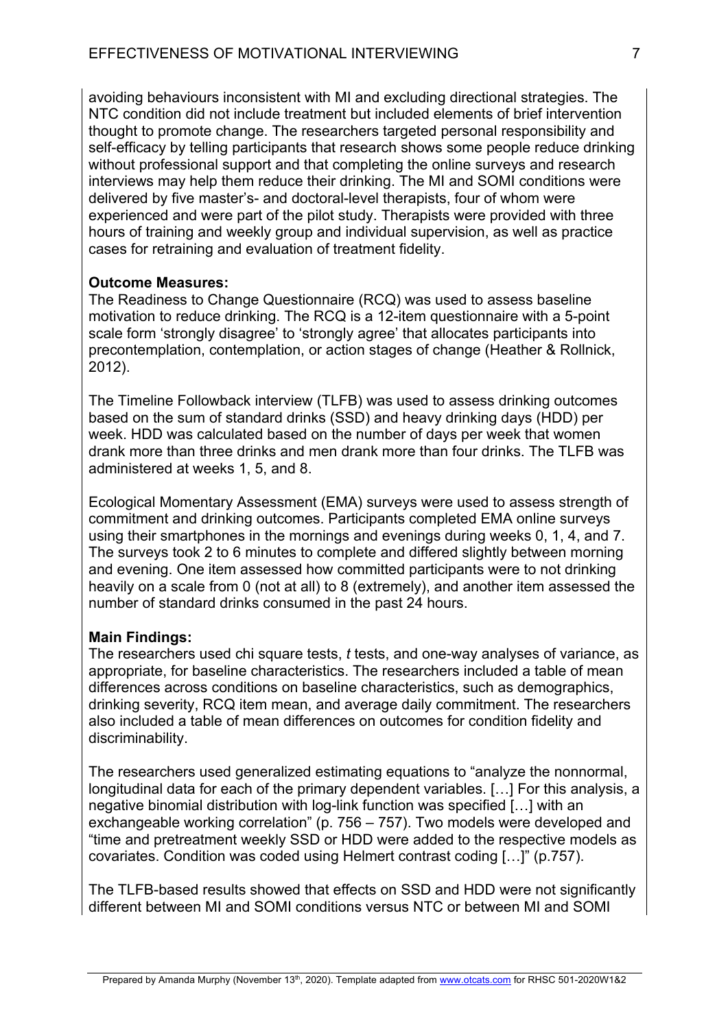avoiding behaviours inconsistent with MI and excluding directional strategies. The NTC condition did not include treatment but included elements of brief intervention thought to promote change. The researchers targeted personal responsibility and self-efficacy by telling participants that research shows some people reduce drinking without professional support and that completing the online surveys and research interviews may help them reduce their drinking. The MI and SOMI conditions were delivered by five master's- and doctoral-level therapists, four of whom were experienced and were part of the pilot study. Therapists were provided with three hours of training and weekly group and individual supervision, as well as practice cases for retraining and evaluation of treatment fidelity.

**Outcome Measures:**
The Readiness to Change Questionnaire (RCQ) was used to assess baseline motivation to reduce drinking. The RCQ is a 12-item questionnaire with a 5-point scale form 'strongly disagree' to 'strongly agree' that allocates participants into precontemplation, contemplation, or action stages of change (Heather & Rollnick, 2012).

The Timeline Followback interview (TLFB) was used to assess drinking outcomes based on the sum of standard drinks (SSD) and heavy drinking days (HDD) per week. HDD was calculated based on the number of days per week that women drank more than three drinks and men drank more than four drinks. The TLFB was administered at weeks 1, 5, and 8.

Ecological Momentary Assessment (EMA) surveys were used to assess strength of commitment and drinking outcomes. Participants completed EMA online surveys using their smartphones in the mornings and evenings during weeks 0, 1, 4, and 7. The surveys took 2 to 6 minutes to complete and differed slightly between morning and evening. One item assessed how committed participants were to not drinking heavily on a scale from 0 (not at all) to 8 (extremely), and another item assessed the number of standard drinks consumed in the past 24 hours.

**Main Findings:**
The researchers used chi square tests, *t* tests, and one-way analyses of variance, as appropriate, for baseline characteristics. The researchers included a table of mean differences across conditions on baseline characteristics, such as demographics, drinking severity, RCQ item mean, and average daily commitment. The researchers also included a table of mean differences on outcomes for condition fidelity and discriminability.

The researchers used generalized estimating equations to "analyze the nonnormal, longitudinal data for each of the primary dependent variables. […] For this analysis, a negative binomial distribution with log-link function was specified […] with an exchangeable working correlation" (p. 756 – 757). Two models were developed and "time and pretreatment weekly SSD or HDD were added to the respective models as covariates. Condition was coded using Helmert contrast coding […]" (p.757).

The TLFB-based results showed that effects on SSD and HDD were not significantly different between MI and SOMI conditions versus NTC or between MI and SOMI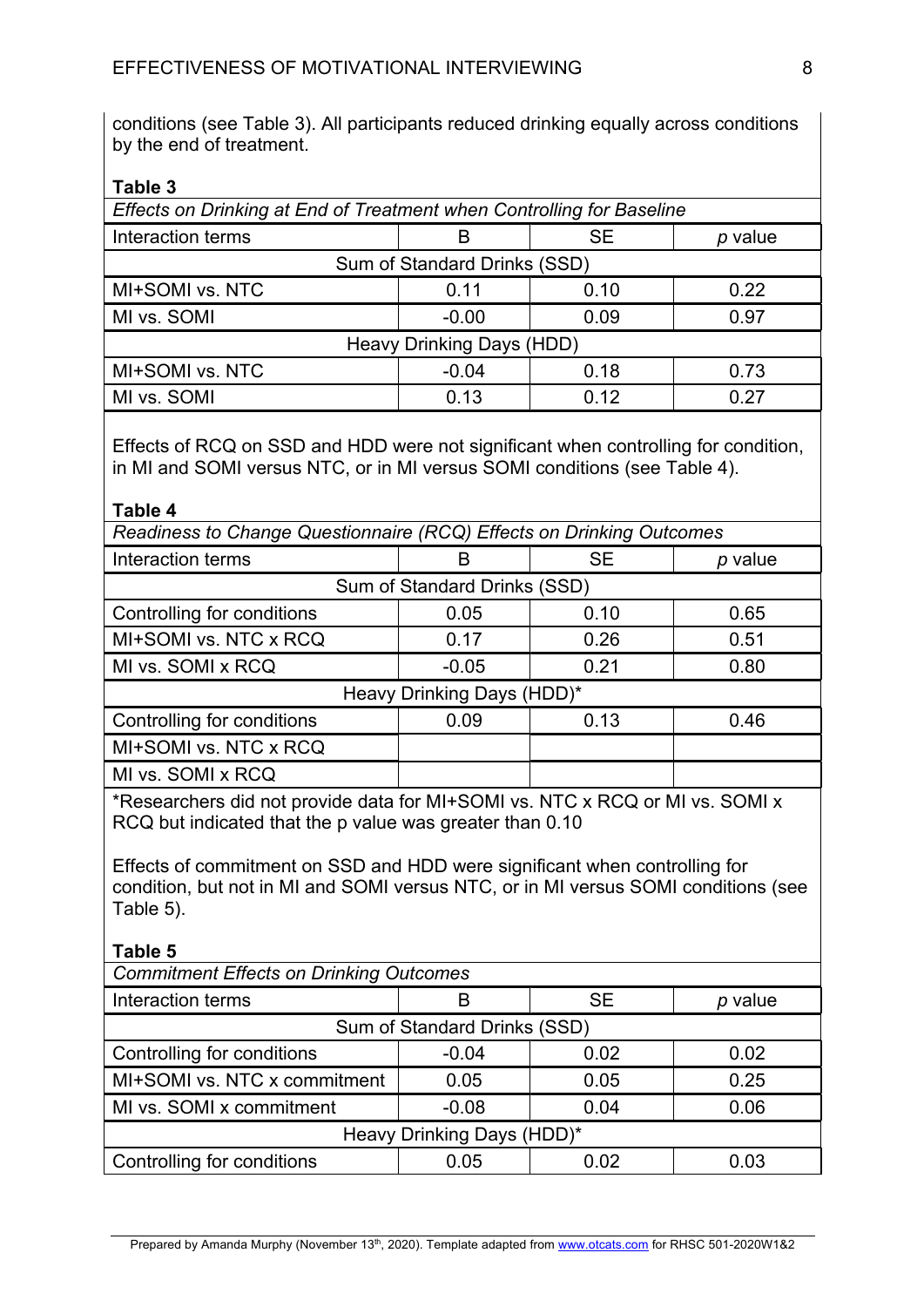conditions (see Table 3). All participants reduced drinking equally across conditions by the end of treatment.

**Table 3**

*Effects on Drinking at End of Treatment when Controlling for Baseline*

| Interaction terms | B | SE | *p* value |
|---|---|---|---|
| Sum of Standard Drinks (SSD) | | | |
| MI+SOMI vs. NTC | 0.11 | 0.10 | 0.22 |
| MI vs. SOMI | -0.00 | 0.09 | 0.97 |
| Heavy Drinking Days (HDD) | | | |
| MI+SOMI vs. NTC | -0.04 | 0.18 | 0.73 |
| MI vs. SOMI | 0.13 | 0.12 | 0.27 |

Effects of RCQ on SSD and HDD were not significant when controlling for condition, in MI and SOMI versus NTC, or in MI versus SOMI conditions (see Table 4).

**Table 4**

*Readiness to Change Questionnaire (RCQ) Effects on Drinking Outcomes*

| Interaction terms | B | SE | *p* value |
|---|---|---|---|
| Sum of Standard Drinks (SSD) | | | |
| Controlling for conditions | 0.05 | 0.10 | 0.65 |
| MI+SOMI vs. NTC x RCQ | 0.17 | 0.26 | 0.51 |
| MI vs. SOMI x RCQ | -0.05 | 0.21 | 0.80 |
| Heavy Drinking Days (HDD)* | | | |
| Controlling for conditions | 0.09 | 0.13 | 0.46 |
| MI+SOMI vs. NTC x RCQ | | | |
| MI vs. SOMI x RCQ | | | |

*Researchers did not provide data for MI+SOMI vs. NTC x RCQ or MI vs. SOMI x RCQ but indicated that the p value was greater than 0.10

Effects of commitment on SSD and HDD were significant when controlling for condition, but not in MI and SOMI versus NTC, or in MI versus SOMI conditions (see Table 5).

**Table 5**

*Commitment Effects on Drinking Outcomes*

| Interaction terms | B | SE | *p* value |
|---|---|---|---|
| Sum of Standard Drinks (SSD) | | | |
| Controlling for conditions | -0.04 | 0.02 | 0.02 |
| MI+SOMI vs. NTC x commitment | 0.05 | 0.05 | 0.25 |
| MI vs. SOMI x commitment | -0.08 | 0.04 | 0.06 |
| Heavy Drinking Days (HDD)* | | | |
| Controlling for conditions | 0.05 | 0.02 | 0.03 |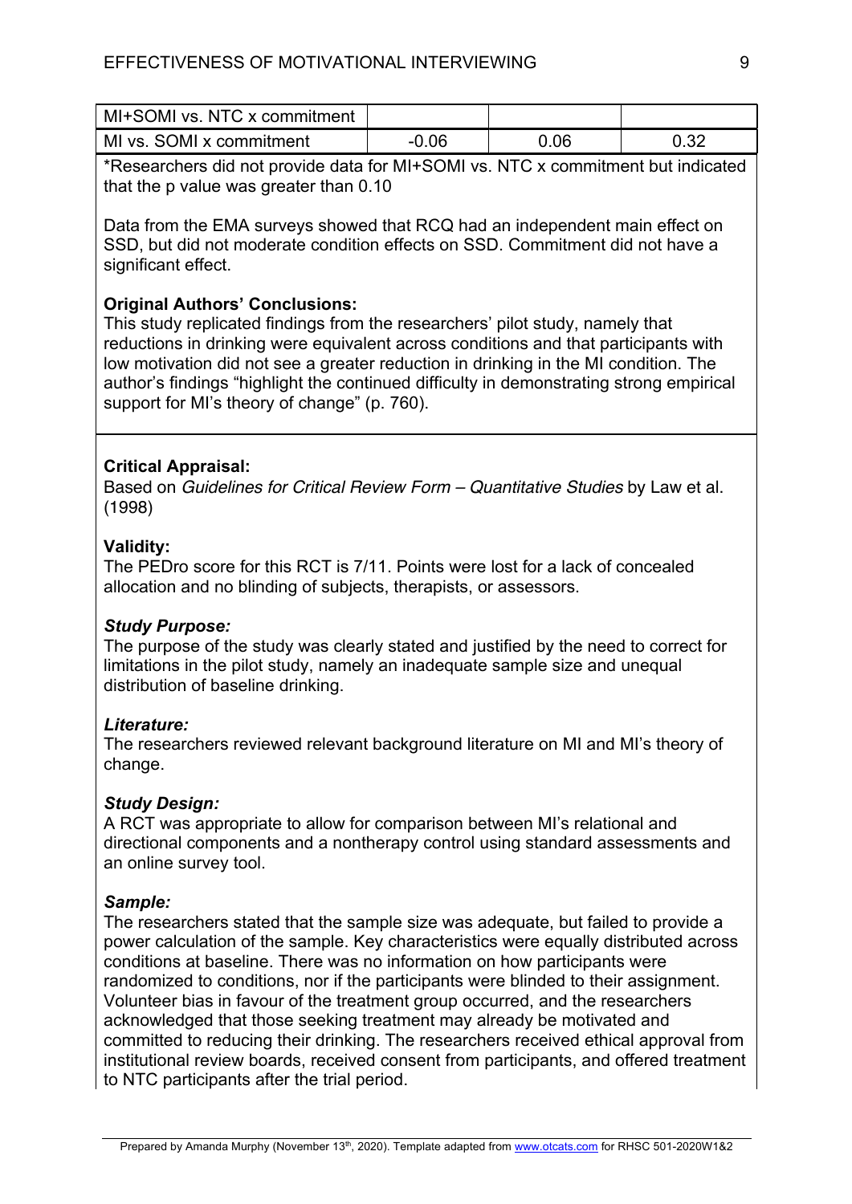| MI+SOMI vs. NTC x commitment | | | |
|---|---|---|---|
| MI vs. SOMI x commitment | -0.06 | 0.06 | 0.32 |

*Researchers did not provide data for MI+SOMI vs. NTC x commitment but indicated that the p value was greater than 0.10

Data from the EMA surveys showed that RCQ had an independent main effect on SSD, but did not moderate condition effects on SSD. Commitment did not have a significant effect.

**Original Authors' Conclusions:**
This study replicated findings from the researchers' pilot study, namely that reductions in drinking were equivalent across conditions and that participants with low motivation did not see a greater reduction in drinking in the MI condition. The author's findings "highlight the continued difficulty in demonstrating strong empirical support for MI's theory of change" (p. 760).

**Critical Appraisal:**
Based on *Guidelines for Critical Review Form – Quantitative Studies* by Law et al. (1998)

**Validity:**
The PEDro score for this RCT is 7/11. Points were lost for a lack of concealed allocation and no blinding of subjects, therapists, or assessors.

***Study Purpose:***
The purpose of the study was clearly stated and justified by the need to correct for limitations in the pilot study, namely an inadequate sample size and unequal distribution of baseline drinking.

***Literature:***
The researchers reviewed relevant background literature on MI and MI's theory of change.

***Study Design:***
A RCT was appropriate to allow for comparison between MI's relational and directional components and a nontherapy control using standard assessments and an online survey tool.

***Sample:***
The researchers stated that the sample size was adequate, but failed to provide a power calculation of the sample. Key characteristics were equally distributed across conditions at baseline. There was no information on how participants were randomized to conditions, nor if the participants were blinded to their assignment. Volunteer bias in favour of the treatment group occurred, and the researchers acknowledged that those seeking treatment may already be motivated and committed to reducing their drinking. The researchers received ethical approval from institutional review boards, received consent from participants, and offered treatment to NTC participants after the trial period.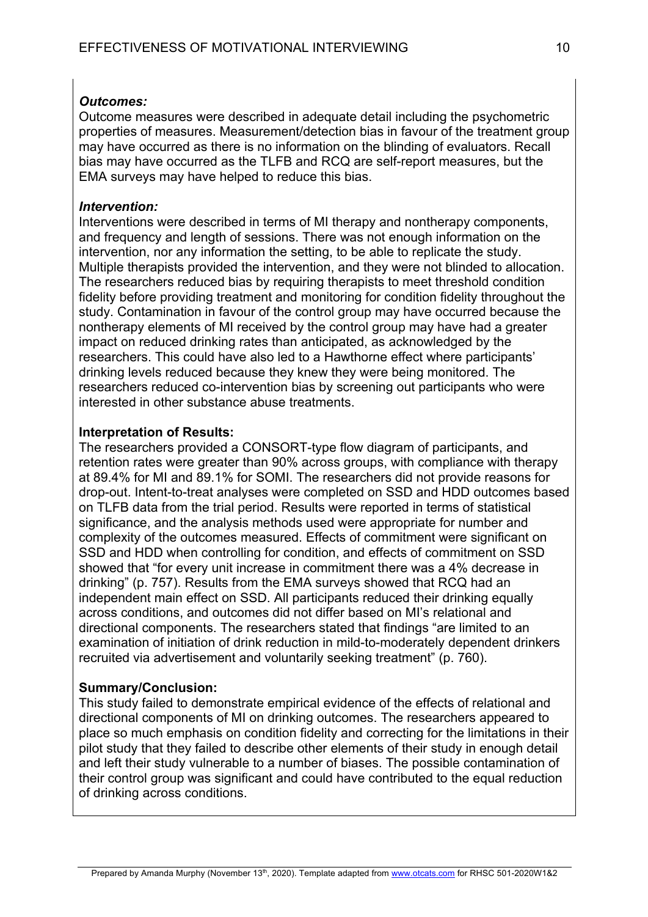***Outcomes:***

Outcome measures were described in adequate detail including the psychometric properties of measures. Measurement/detection bias in favour of the treatment group may have occurred as there is no information on the blinding of evaluators. Recall bias may have occurred as the TLFB and RCQ are self-report measures, but the EMA surveys may have helped to reduce this bias.

***Intervention:***

Interventions were described in terms of MI therapy and nontherapy components, and frequency and length of sessions. There was not enough information on the intervention, nor any information the setting, to be able to replicate the study. Multiple therapists provided the intervention, and they were not blinded to allocation. The researchers reduced bias by requiring therapists to meet threshold condition fidelity before providing treatment and monitoring for condition fidelity throughout the study. Contamination in favour of the control group may have occurred because the nontherapy elements of MI received by the control group may have had a greater impact on reduced drinking rates than anticipated, as acknowledged by the researchers. This could have also led to a Hawthorne effect where participants' drinking levels reduced because they knew they were being monitored. The researchers reduced co-intervention bias by screening out participants who were interested in other substance abuse treatments.

**Interpretation of Results:**

The researchers provided a CONSORT-type flow diagram of participants, and retention rates were greater than 90% across groups, with compliance with therapy at 89.4% for MI and 89.1% for SOMI. The researchers did not provide reasons for drop-out. Intent-to-treat analyses were completed on SSD and HDD outcomes based on TLFB data from the trial period. Results were reported in terms of statistical significance, and the analysis methods used were appropriate for number and complexity of the outcomes measured. Effects of commitment were significant on SSD and HDD when controlling for condition, and effects of commitment on SSD showed that "for every unit increase in commitment there was a 4% decrease in drinking" (p. 757). Results from the EMA surveys showed that RCQ had an independent main effect on SSD. All participants reduced their drinking equally across conditions, and outcomes did not differ based on MI's relational and directional components. The researchers stated that findings "are limited to an examination of initiation of drink reduction in mild-to-moderately dependent drinkers recruited via advertisement and voluntarily seeking treatment" (p. 760).

**Summary/Conclusion:**

This study failed to demonstrate empirical evidence of the effects of relational and directional components of MI on drinking outcomes. The researchers appeared to place so much emphasis on condition fidelity and correcting for the limitations in their pilot study that they failed to describe other elements of their study in enough detail and left their study vulnerable to a number of biases. The possible contamination of their control group was significant and could have contributed to the equal reduction of drinking across conditions.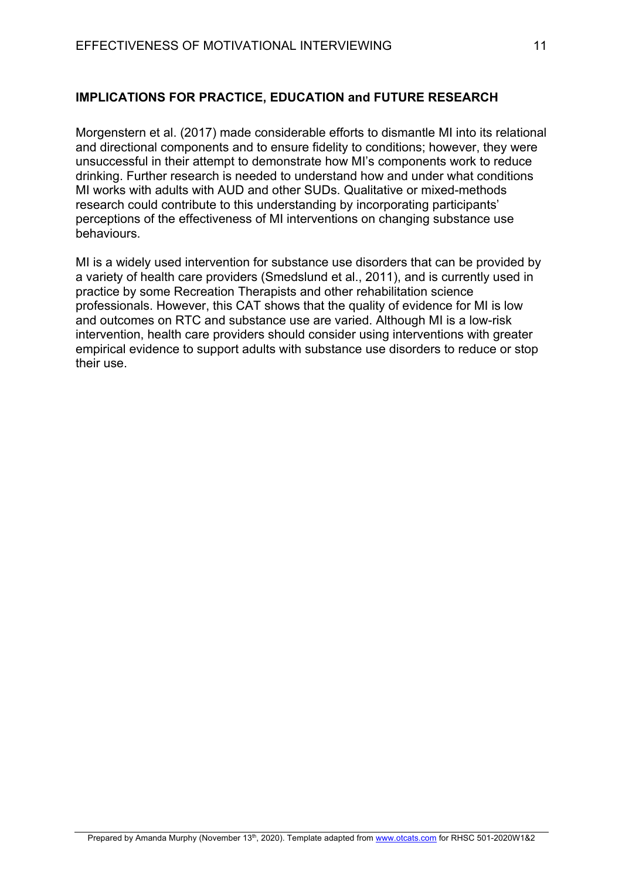## IMPLICATIONS FOR PRACTICE, EDUCATION and FUTURE RESEARCH

Morgenstern et al. (2017) made considerable efforts to dismantle MI into its relational and directional components and to ensure fidelity to conditions; however, they were unsuccessful in their attempt to demonstrate how MI's components work to reduce drinking. Further research is needed to understand how and under what conditions MI works with adults with AUD and other SUDs. Qualitative or mixed-methods research could contribute to this understanding by incorporating participants' perceptions of the effectiveness of MI interventions on changing substance use behaviours.

MI is a widely used intervention for substance use disorders that can be provided by a variety of health care providers (Smedslund et al., 2011), and is currently used in practice by some Recreation Therapists and other rehabilitation science professionals. However, this CAT shows that the quality of evidence for MI is low and outcomes on RTC and substance use are varied. Although MI is a low-risk intervention, health care providers should consider using interventions with greater empirical evidence to support adults with substance use disorders to reduce or stop their use.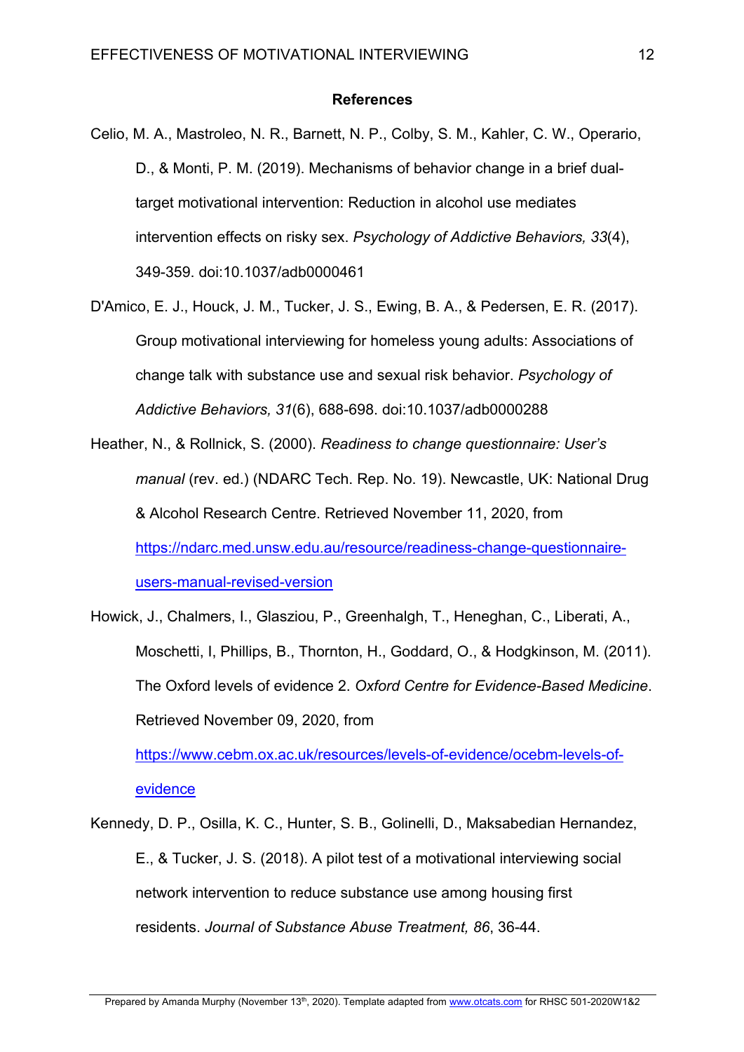**References**

Celio, M. A., Mastroleo, N. R., Barnett, N. P., Colby, S. M., Kahler, C. W., Operario, D., & Monti, P. M. (2019). Mechanisms of behavior change in a brief dual-target motivational intervention: Reduction in alcohol use mediates intervention effects on risky sex. *Psychology of Addictive Behaviors, 33*(4), 349-359. doi:10.1037/adb0000461

D'Amico, E. J., Houck, J. M., Tucker, J. S., Ewing, B. A., & Pedersen, E. R. (2017). Group motivational interviewing for homeless young adults: Associations of change talk with substance use and sexual risk behavior. *Psychology of Addictive Behaviors, 31*(6), 688-698. doi:10.1037/adb0000288

Heather, N., & Rollnick, S. (2000). *Readiness to change questionnaire: User's manual* (rev. ed.) (NDARC Tech. Rep. No. 19). Newcastle, UK: National Drug & Alcohol Research Centre. Retrieved November 11, 2020, from https://ndarc.med.unsw.edu.au/resource/readiness-change-questionnaire-users-manual-revised-version

Howick, J., Chalmers, I., Glasziou, P., Greenhalgh, T., Heneghan, C., Liberati, A., Moschetti, I, Phillips, B., Thornton, H., Goddard, O., & Hodgkinson, M. (2011). The Oxford levels of evidence 2. *Oxford Centre for Evidence-Based Medicine*. Retrieved November 09, 2020, from https://www.cebm.ox.ac.uk/resources/levels-of-evidence/ocebm-levels-of-evidence

Kennedy, D. P., Osilla, K. C., Hunter, S. B., Golinelli, D., Maksabedian Hernandez, E., & Tucker, J. S. (2018). A pilot test of a motivational interviewing social network intervention to reduce substance use among housing first residents. *Journal of Substance Abuse Treatment, 86*, 36-44.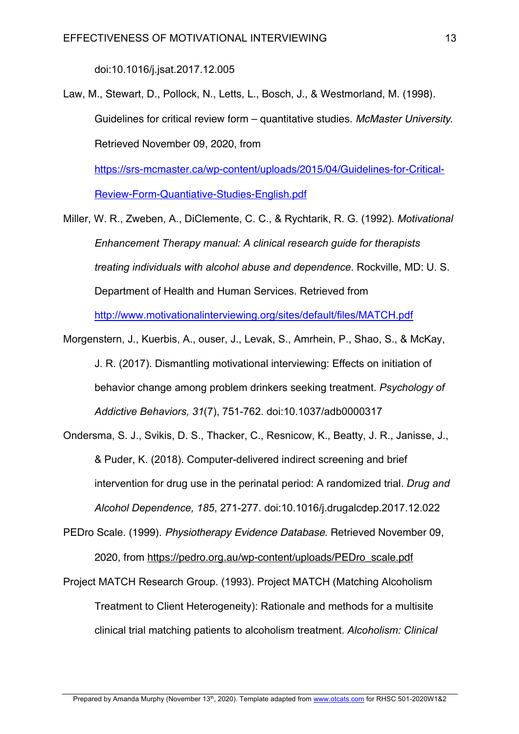doi:10.1016/j.jsat.2017.12.005

Law, M., Stewart, D., Pollock, N., Letts, L., Bosch, J., & Westmorland, M. (1998). Guidelines for critical review form – quantitative studies. *McMaster University*. Retrieved November 09, 2020, from https://srs-mcmaster.ca/wp-content/uploads/2015/04/Guidelines-for-Critical-Review-Form-Quantiative-Studies-English.pdf

Miller, W. R., Zweben, A., DiClemente, C. C., & Rychtarik, R. G. (1992). *Motivational Enhancement Therapy manual: A clinical research guide for therapists treating individuals with alcohol abuse and dependence*. Rockville, MD: U. S. Department of Health and Human Services. Retrieved from http://www.motivationalinterviewing.org/sites/default/files/MATCH.pdf

Morgenstern, J., Kuerbis, A., ouser, J., Levak, S., Amrhein, P., Shao, S., & McKay, J. R. (2017). Dismantling motivational interviewing: Effects on initiation of behavior change among problem drinkers seeking treatment. *Psychology of Addictive Behaviors, 31*(7), 751-762. doi:10.1037/adb0000317

Ondersma, S. J., Svikis, D. S., Thacker, C., Resnicow, K., Beatty, J. R., Janisse, J., & Puder, K. (2018). Computer-delivered indirect screening and brief intervention for drug use in the perinatal period: A randomized trial. *Drug and Alcohol Dependence, 185*, 271-277. doi:10.1016/j.drugalcdep.2017.12.022

PEDro Scale. (1999). *Physiotherapy Evidence Database*. Retrieved November 09, 2020, from https://pedro.org.au/wp-content/uploads/PEDro_scale.pdf

Project MATCH Research Group. (1993). Project MATCH (Matching Alcoholism Treatment to Client Heterogeneity): Rationale and methods for a multisite clinical trial matching patients to alcoholism treatment. *Alcoholism: Clinical*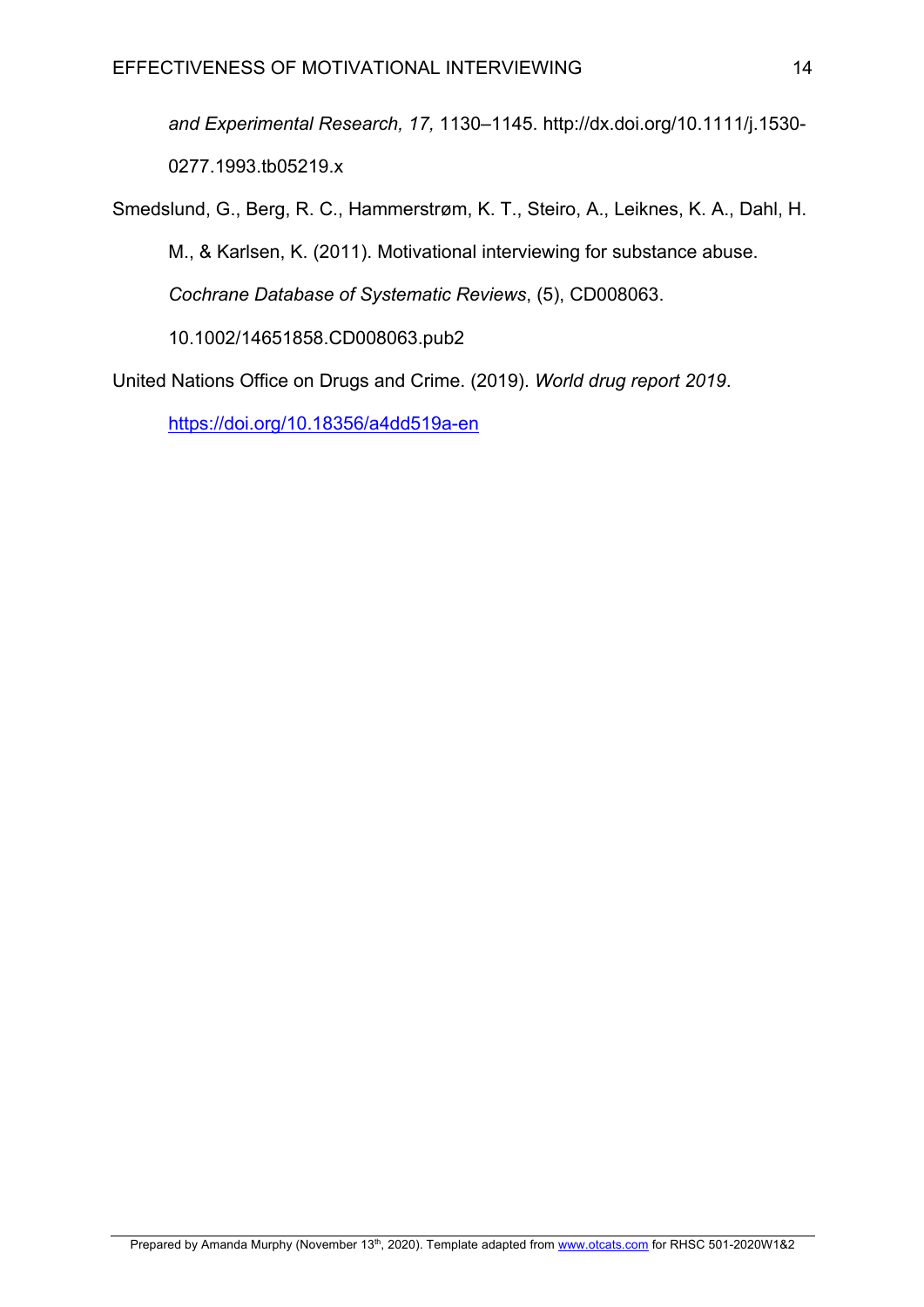*and Experimental Research, 17,* 1130–1145. http://dx.doi.org/10.1111/j.1530-0277.1993.tb05219.x

Smedslund, G., Berg, R. C., Hammerstrøm, K. T., Steiro, A., Leiknes, K. A., Dahl, H. M., & Karlsen, K. (2011). Motivational interviewing for substance abuse. *Cochrane Database of Systematic Reviews*, (5), CD008063. 10.1002/14651858.CD008063.pub2

United Nations Office on Drugs and Crime. (2019). *World drug report 2019*. https://doi.org/10.18356/a4dd519a-en